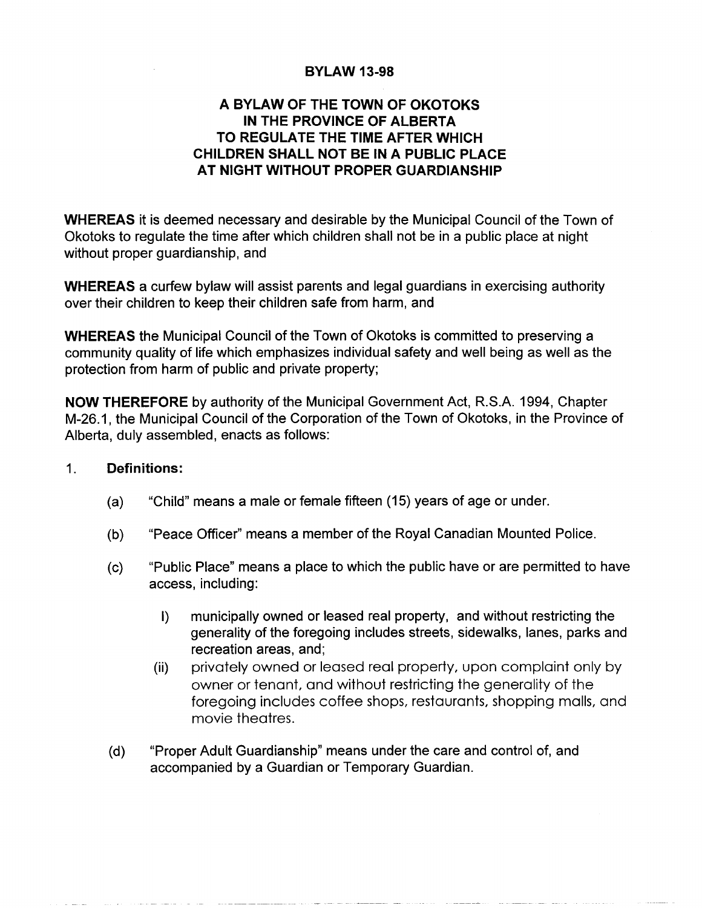# BYLAW 13-98

## A BYLAW OF THE TOWN OF OKOTOKS IN THE PROVINCE OF ALBERTA TO REGULATE THE TIME AFTER WHICH CHILDREN SHALL NOT BE IN A PUBLIC PLACE AT NIGHT WITHOUT PROPER GUARDIANSHIP

**WHEREAS** it is deemed necessary and desirable by the Municipal Council of the Town of Okotoks to regulate the time after which children shall not be in a public place at night without proper guardianship, and

**WHEREAS** a curfew bylaw will assist parents and legal guardians in exercising authority over their children to keep their children safe from harm, and

**WHEREAS** the Municipal Council of the Town of Okotoks is committed to preserving a community quality of life which emphasizes individual safety and well being as well as the protection from harm of public and private property;

**NOW THEREFORE** by authority of the Municipal Government Act, R.S.A. 1994, Chapter M-26.1, the Municipal Council of the Corporation of the Town of Okotoks, in the Province of Alberta, duly assembled, enacts as follows:

1. **Definitions:**

   (a) "Child" means a male or female fifteen (15) years of age or under.

   (b) "Peace Officer" means a member of the Royal Canadian Mounted Police.

   (c) "Public Place" means a place to which the public have or are permitted to have access, including:

      I) municipally owned or leased real property, and without restricting the generality of the foregoing includes streets, sidewalks, lanes, parks and recreation areas, and;

      (ii) privately owned or leased real property, upon complaint only by owner or tenant, and without restricting the generality of the foregoing includes coffee shops, restaurants, shopping malls, and movie theatres.

   (d) "Proper Adult Guardianship" means under the care and control of, and accompanied by a Guardian or Temporary Guardian.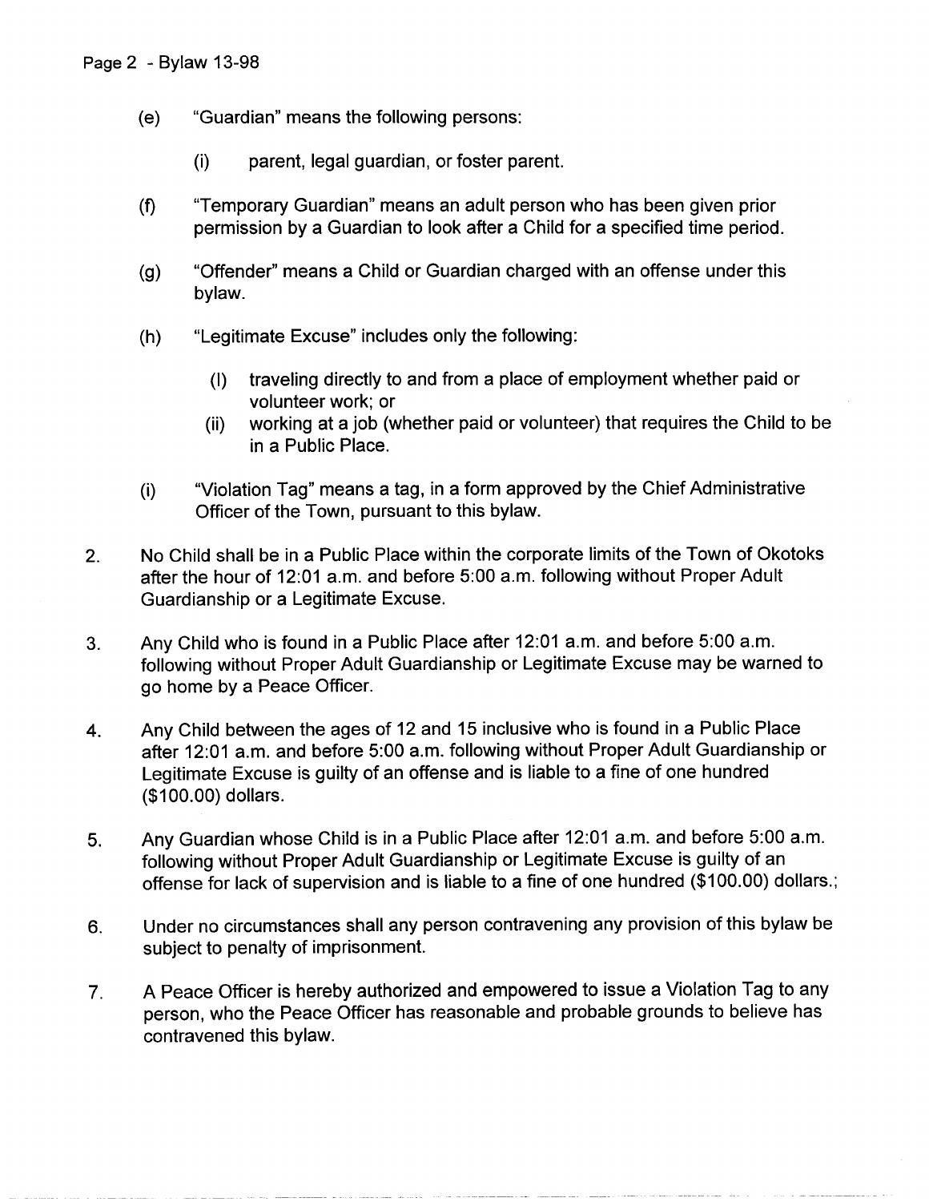(e) "Guardian" means the following persons:

  (i) parent, legal guardian, or foster parent.

(f) "Temporary Guardian" means an adult person who has been given prior permission by a Guardian to look after a Child for a specified time period.

(g) "Offender" means a Child or Guardian charged with an offense under this bylaw.

(h) "Legitimate Excuse" includes only the following:

  (I) traveling directly to and from a place of employment whether paid or volunteer work; or
  (ii) working at a job (whether paid or volunteer) that requires the Child to be in a Public Place.

(i) "Violation Tag" means a tag, in a form approved by the Chief Administrative Officer of the Town, pursuant to this bylaw.

2. No Child shall be in a Public Place within the corporate limits of the Town of Okotoks after the hour of 12:01 a.m. and before 5:00 a.m. following without Proper Adult Guardianship or a Legitimate Excuse.

3. Any Child who is found in a Public Place after 12:01 a.m. and before 5:00 a.m. following without Proper Adult Guardianship or Legitimate Excuse may be warned to go home by a Peace Officer.

4. Any Child between the ages of 12 and 15 inclusive who is found in a Public Place after 12:01 a.m. and before 5:00 a.m. following without Proper Adult Guardianship or Legitimate Excuse is guilty of an offense and is liable to a fine of one hundred ($100.00) dollars.

5. Any Guardian whose Child is in a Public Place after 12:01 a.m. and before 5:00 a.m. following without Proper Adult Guardianship or Legitimate Excuse is guilty of an offense for lack of supervision and is liable to a fine of one hundred ($100.00) dollars.;

6. Under no circumstances shall any person contravening any provision of this bylaw be subject to penalty of imprisonment.

7. A Peace Officer is hereby authorized and empowered to issue a Violation Tag to any person, who the Peace Officer has reasonable and probable grounds to believe has contravened this bylaw.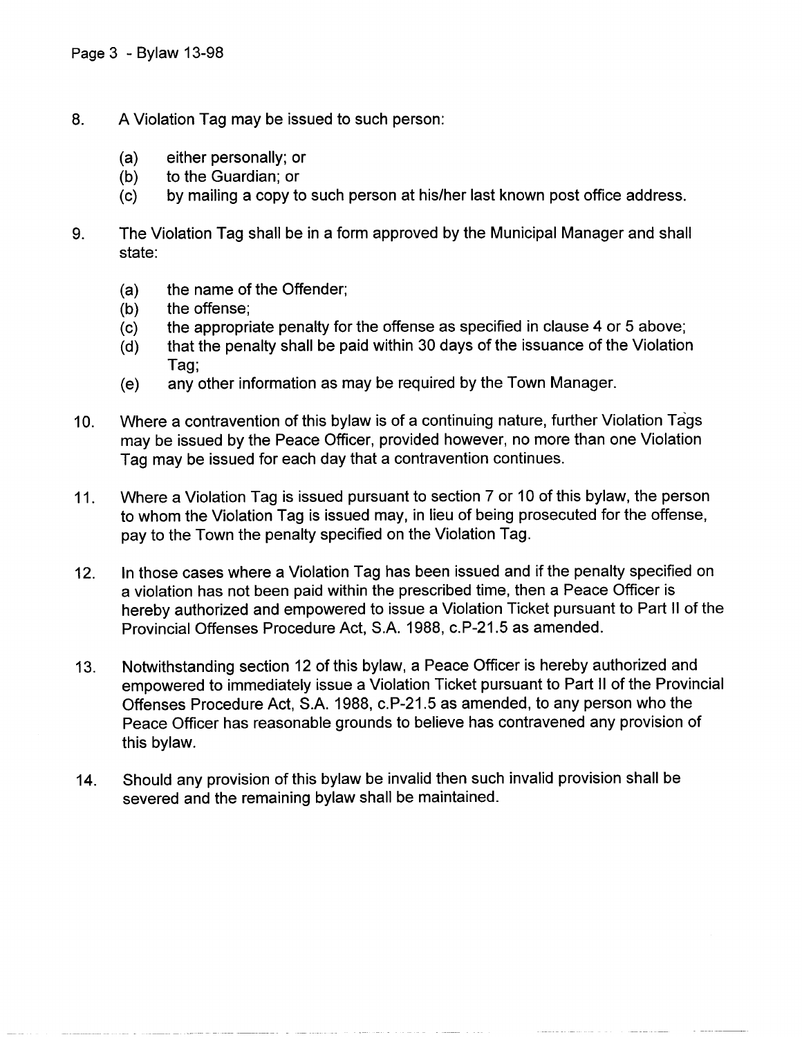8. A Violation Tag may be issued to such person:

   (a) either personally; or
   (b) to the Guardian; or
   (c) by mailing a copy to such person at his/her last known post office address.

9. The Violation Tag shall be in a form approved by the Municipal Manager and shall state:

   (a) the name of the Offender;
   (b) the offense;
   (c) the appropriate penalty for the offense as specified in clause 4 or 5 above;
   (d) that the penalty shall be paid within 30 days of the issuance of the Violation Tag;
   (e) any other information as may be required by the Town Manager.

10. Where a contravention of this bylaw is of a continuing nature, further Violation Tags may be issued by the Peace Officer, provided however, no more than one Violation Tag may be issued for each day that a contravention continues.

11. Where a Violation Tag is issued pursuant to section 7 or 10 of this bylaw, the person to whom the Violation Tag is issued may, in lieu of being prosecuted for the offense, pay to the Town the penalty specified on the Violation Tag.

12. In those cases where a Violation Tag has been issued and if the penalty specified on a violation has not been paid within the prescribed time, then a Peace Officer is hereby authorized and empowered to issue a Violation Ticket pursuant to Part II of the Provincial Offenses Procedure Act, S.A. 1988, c.P-21.5 as amended.

13. Notwithstanding section 12 of this bylaw, a Peace Officer is hereby authorized and empowered to immediately issue a Violation Ticket pursuant to Part II of the Provincial Offenses Procedure Act, S.A. 1988, c.P-21.5 as amended, to any person who the Peace Officer has reasonable grounds to believe has contravened any provision of this bylaw.

14. Should any provision of this bylaw be invalid then such invalid provision shall be severed and the remaining bylaw shall be maintained.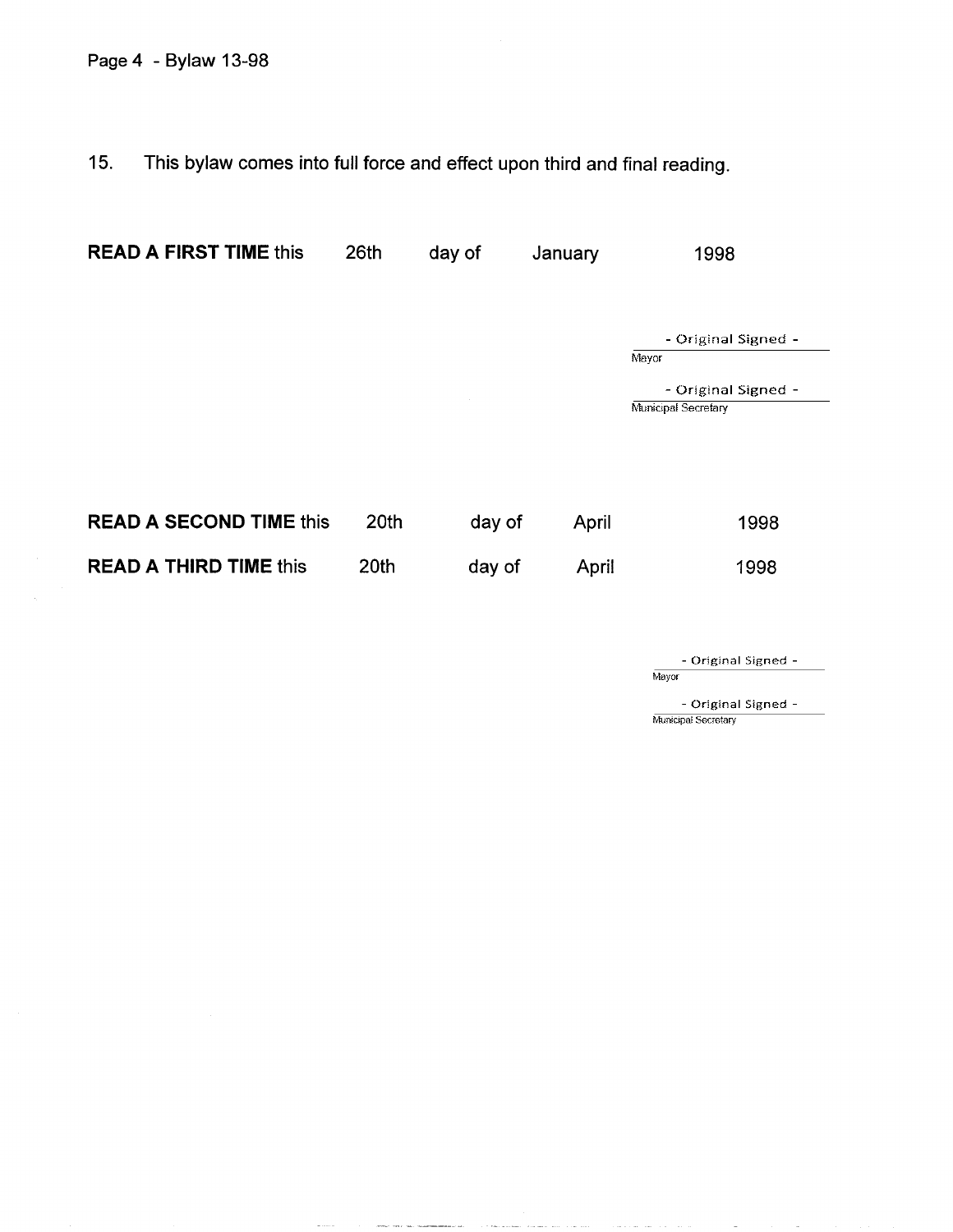15. This bylaw comes into full force and effect upon third and final reading.

**READ A FIRST TIME** this 26th day of January 1998

- Original Signed -
Mayor

- Original Signed -
Municipal Secretary

**READ A SECOND TIME** this 20th day of April 1998

**READ A THIRD TIME** this 20th day of April 1998

- Original Signed -
Mayor

- Original Signed -
Municipal Secretary